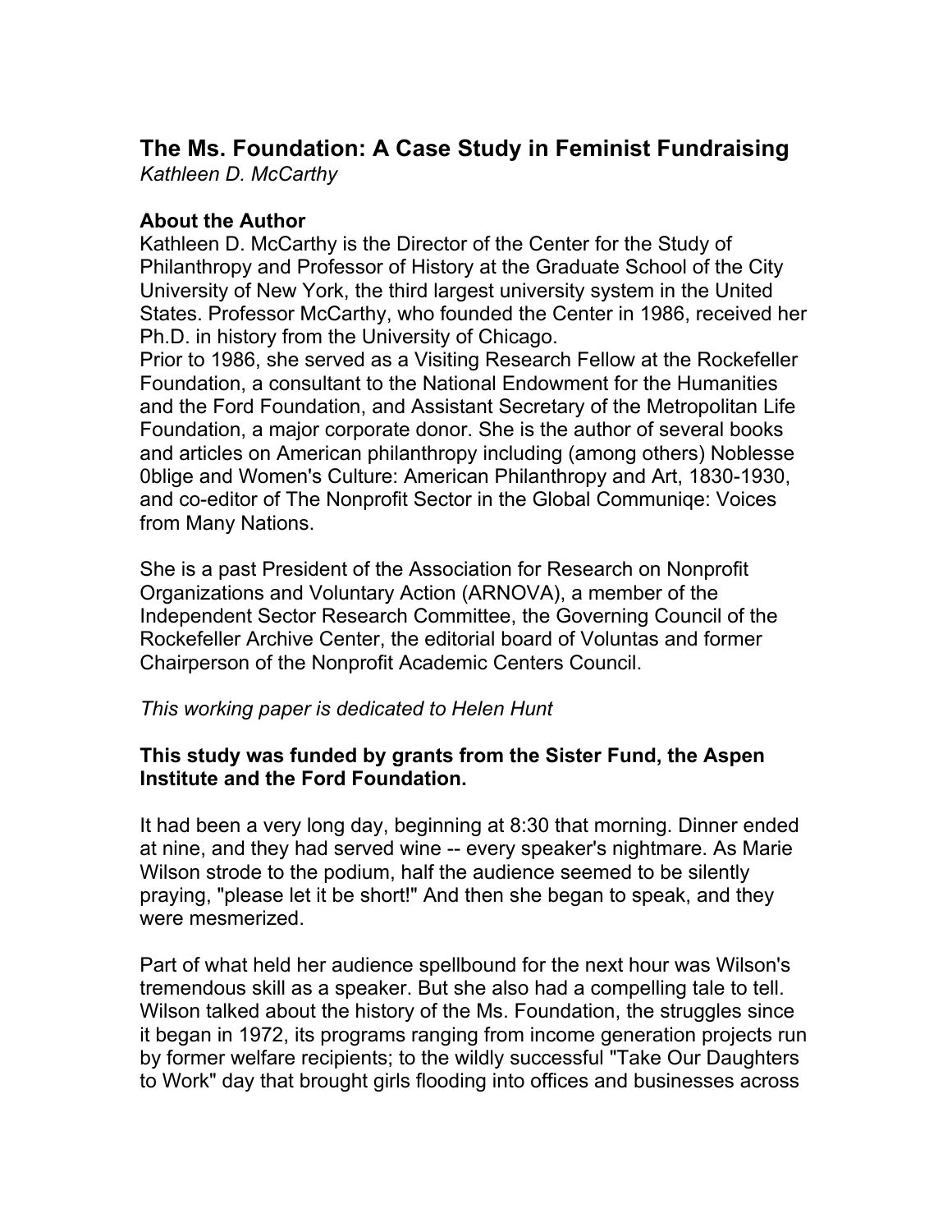# The Ms. Foundation: A Case Study in Feminist Fundraising

*Kathleen D. McCarthy*

**About the Author**

Kathleen D. McCarthy is the Director of the Center for the Study of Philanthropy and Professor of History at the Graduate School of the City University of New York, the third largest university system in the United States. Professor McCarthy, who founded the Center in 1986, received her Ph.D. in history from the University of Chicago.

Prior to 1986, she served as a Visiting Research Fellow at the Rockefeller Foundation, a consultant to the National Endowment for the Humanities and the Ford Foundation, and Assistant Secretary of the Metropolitan Life Foundation, a major corporate donor. She is the author of several books and articles on American philanthropy including (among others) Noblesse 0blige and Women's Culture: American Philanthropy and Art, 1830-1930, and co-editor of The Nonprofit Sector in the Global Communiqe: Voices from Many Nations.

She is a past President of the Association for Research on Nonprofit Organizations and Voluntary Action (ARNOVA), a member of the Independent Sector Research Committee, the Governing Council of the Rockefeller Archive Center, the editorial board of Voluntas and former Chairperson of the Nonprofit Academic Centers Council.

*This working paper is dedicated to Helen Hunt*

**This study was funded by grants from the Sister Fund, the Aspen Institute and the Ford Foundation.**

It had been a very long day, beginning at 8:30 that morning. Dinner ended at nine, and they had served wine -- every speaker's nightmare. As Marie Wilson strode to the podium, half the audience seemed to be silently praying, "please let it be short!" And then she began to speak, and they were mesmerized.

Part of what held her audience spellbound for the next hour was Wilson's tremendous skill as a speaker. But she also had a compelling tale to tell. Wilson talked about the history of the Ms. Foundation, the struggles since it began in 1972, its programs ranging from income generation projects run by former welfare recipients; to the wildly successful "Take Our Daughters to Work" day that brought girls flooding into offices and businesses across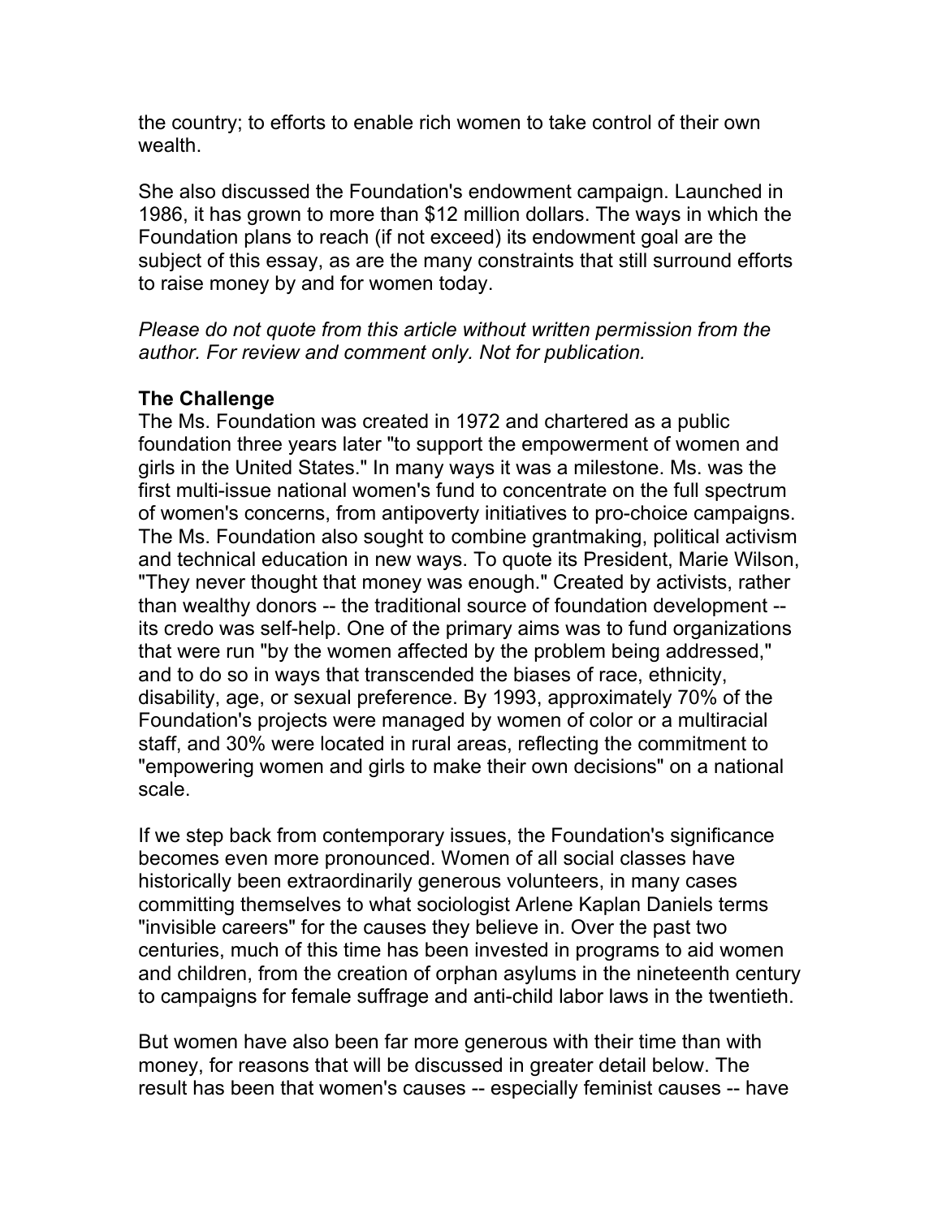the country; to efforts to enable rich women to take control of their own wealth.

She also discussed the Foundation's endowment campaign. Launched in 1986, it has grown to more than $12 million dollars. The ways in which the Foundation plans to reach (if not exceed) its endowment goal are the subject of this essay, as are the many constraints that still surround efforts to raise money by and for women today.

*Please do not quote from this article without written permission from the author. For review and comment only. Not for publication.*

**The Challenge**

The Ms. Foundation was created in 1972 and chartered as a public foundation three years later "to support the empowerment of women and girls in the United States." In many ways it was a milestone. Ms. was the first multi-issue national women's fund to concentrate on the full spectrum of women's concerns, from antipoverty initiatives to pro-choice campaigns. The Ms. Foundation also sought to combine grantmaking, political activism and technical education in new ways. To quote its President, Marie Wilson, "They never thought that money was enough." Created by activists, rather than wealthy donors -- the traditional source of foundation development -- its credo was self-help. One of the primary aims was to fund organizations that were run "by the women affected by the problem being addressed," and to do so in ways that transcended the biases of race, ethnicity, disability, age, or sexual preference. By 1993, approximately 70% of the Foundation's projects were managed by women of color or a multiracial staff, and 30% were located in rural areas, reflecting the commitment to "empowering women and girls to make their own decisions" on a national scale.

If we step back from contemporary issues, the Foundation's significance becomes even more pronounced. Women of all social classes have historically been extraordinarily generous volunteers, in many cases committing themselves to what sociologist Arlene Kaplan Daniels terms "invisible careers" for the causes they believe in. Over the past two centuries, much of this time has been invested in programs to aid women and children, from the creation of orphan asylums in the nineteenth century to campaigns for female suffrage and anti-child labor laws in the twentieth.

But women have also been far more generous with their time than with money, for reasons that will be discussed in greater detail below. The result has been that women's causes -- especially feminist causes -- have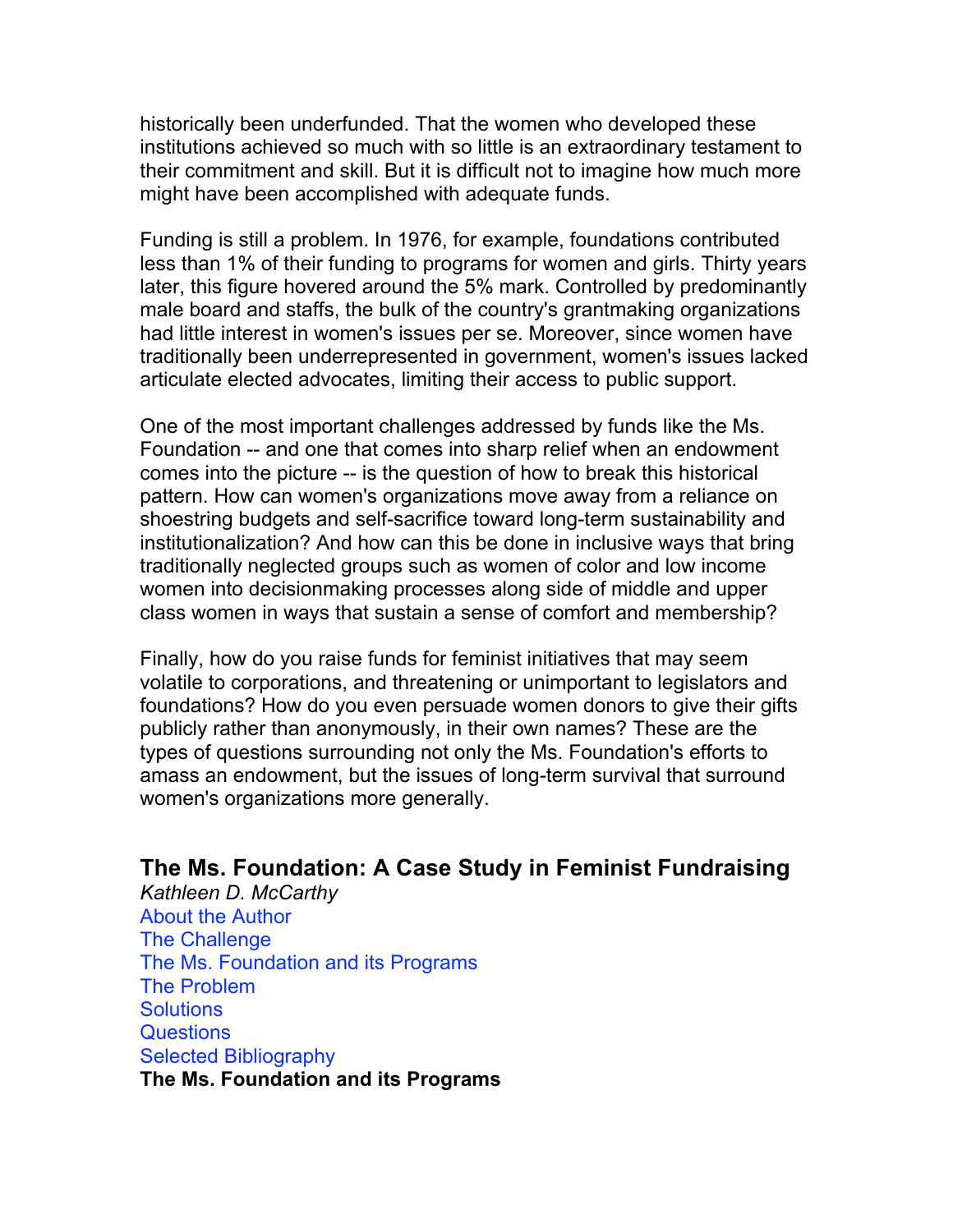historically been underfunded. That the women who developed these institutions achieved so much with so little is an extraordinary testament to their commitment and skill. But it is difficult not to imagine how much more might have been accomplished with adequate funds.

Funding is still a problem. In 1976, for example, foundations contributed less than 1% of their funding to programs for women and girls. Thirty years later, this figure hovered around the 5% mark. Controlled by predominantly male board and staffs, the bulk of the country's grantmaking organizations had little interest in women's issues per se. Moreover, since women have traditionally been underrepresented in government, women's issues lacked articulate elected advocates, limiting their access to public support.

One of the most important challenges addressed by funds like the Ms. Foundation -- and one that comes into sharp relief when an endowment comes into the picture -- is the question of how to break this historical pattern. How can women's organizations move away from a reliance on shoestring budgets and self-sacrifice toward long-term sustainability and institutionalization? And how can this be done in inclusive ways that bring traditionally neglected groups such as women of color and low income women into decisionmaking processes along side of middle and upper class women in ways that sustain a sense of comfort and membership?

Finally, how do you raise funds for feminist initiatives that may seem volatile to corporations, and threatening or unimportant to legislators and foundations? How do you even persuade women donors to give their gifts publicly rather than anonymously, in their own names? These are the types of questions surrounding not only the Ms. Foundation's efforts to amass an endowment, but the issues of long-term survival that surround women's organizations more generally.

## The Ms. Foundation: A Case Study in Feminist Fundraising

*Kathleen D. McCarthy*

About the Author
The Challenge
The Ms. Foundation and its Programs
The Problem
Solutions
Questions
Selected Bibliography

**The Ms. Foundation and its Programs**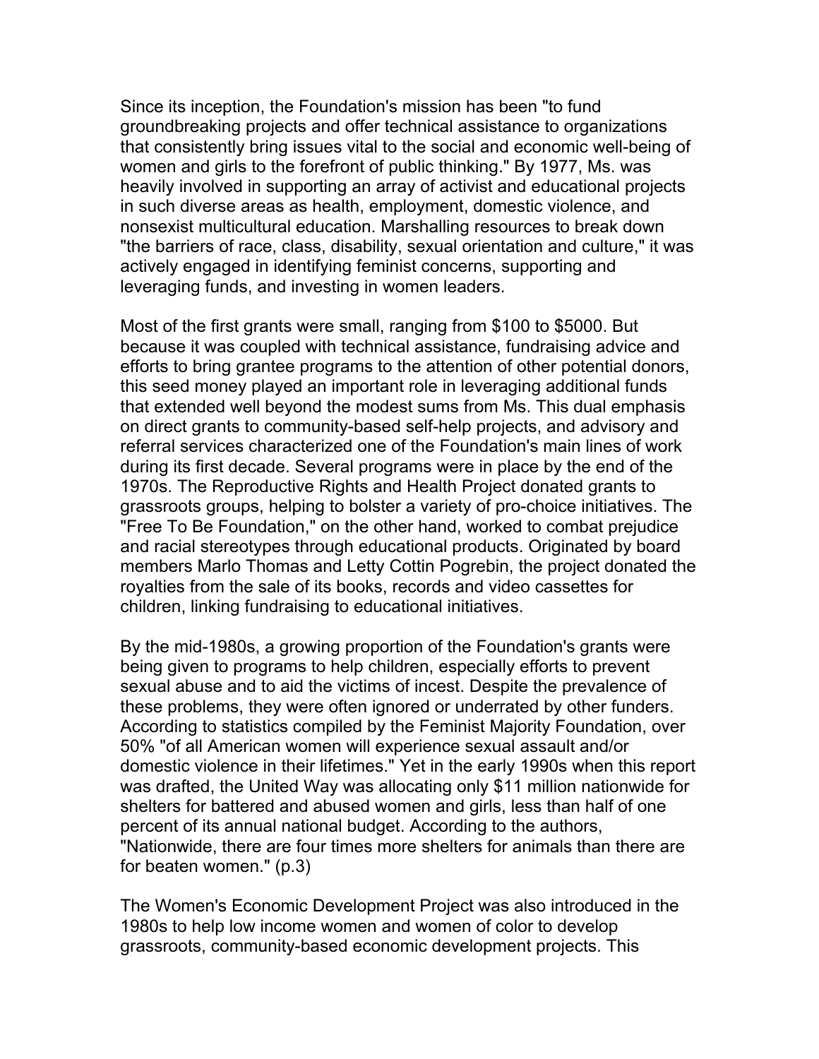Since its inception, the Foundation's mission has been "to fund groundbreaking projects and offer technical assistance to organizations that consistently bring issues vital to the social and economic well-being of women and girls to the forefront of public thinking." By 1977, Ms. was heavily involved in supporting an array of activist and educational projects in such diverse areas as health, employment, domestic violence, and nonsexist multicultural education. Marshalling resources to break down "the barriers of race, class, disability, sexual orientation and culture," it was actively engaged in identifying feminist concerns, supporting and leveraging funds, and investing in women leaders.

Most of the first grants were small, ranging from $100 to $5000. But because it was coupled with technical assistance, fundraising advice and efforts to bring grantee programs to the attention of other potential donors, this seed money played an important role in leveraging additional funds that extended well beyond the modest sums from Ms. This dual emphasis on direct grants to community-based self-help projects, and advisory and referral services characterized one of the Foundation's main lines of work during its first decade. Several programs were in place by the end of the 1970s. The Reproductive Rights and Health Project donated grants to grassroots groups, helping to bolster a variety of pro-choice initiatives. The "Free To Be Foundation," on the other hand, worked to combat prejudice and racial stereotypes through educational products. Originated by board members Marlo Thomas and Letty Cottin Pogrebin, the project donated the royalties from the sale of its books, records and video cassettes for children, linking fundraising to educational initiatives.

By the mid-1980s, a growing proportion of the Foundation's grants were being given to programs to help children, especially efforts to prevent sexual abuse and to aid the victims of incest. Despite the prevalence of these problems, they were often ignored or underrated by other funders. According to statistics compiled by the Feminist Majority Foundation, over 50% "of all American women will experience sexual assault and/or domestic violence in their lifetimes." Yet in the early 1990s when this report was drafted, the United Way was allocating only $11 million nationwide for shelters for battered and abused women and girls, less than half of one percent of its annual national budget. According to the authors, "Nationwide, there are four times more shelters for animals than there are for beaten women." (p.3)

The Women's Economic Development Project was also introduced in the 1980s to help low income women and women of color to develop grassroots, community-based economic development projects. This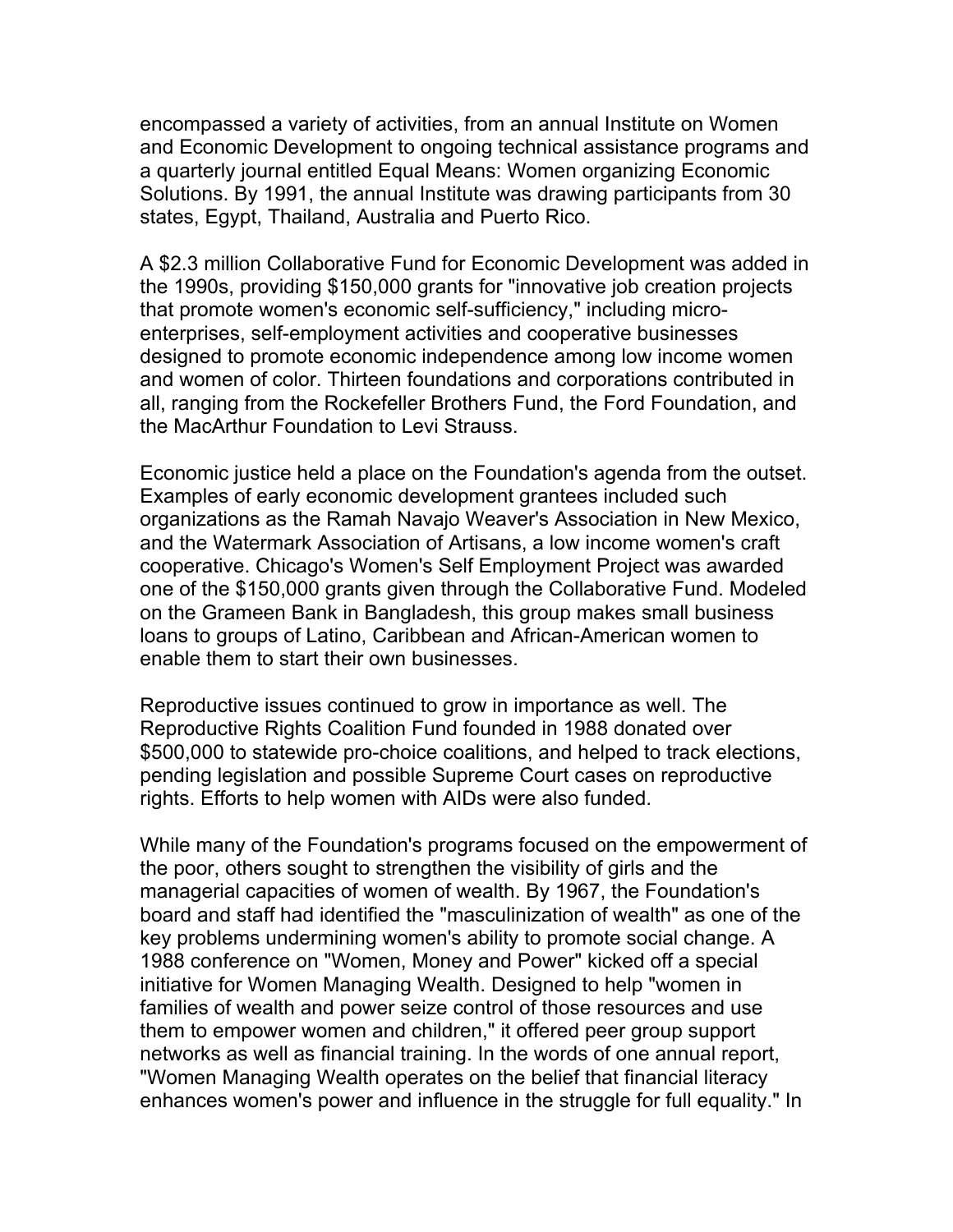encompassed a variety of activities, from an annual Institute on Women and Economic Development to ongoing technical assistance programs and a quarterly journal entitled Equal Means: Women organizing Economic Solutions. By 1991, the annual Institute was drawing participants from 30 states, Egypt, Thailand, Australia and Puerto Rico.

A $2.3 million Collaborative Fund for Economic Development was added in the 1990s, providing $150,000 grants for "innovative job creation projects that promote women's economic self-sufficiency," including micro-enterprises, self-employment activities and cooperative businesses designed to promote economic independence among low income women and women of color. Thirteen foundations and corporations contributed in all, ranging from the Rockefeller Brothers Fund, the Ford Foundation, and the MacArthur Foundation to Levi Strauss.

Economic justice held a place on the Foundation's agenda from the outset. Examples of early economic development grantees included such organizations as the Ramah Navajo Weaver's Association in New Mexico, and the Watermark Association of Artisans, a low income women's craft cooperative. Chicago's Women's Self Employment Project was awarded one of the $150,000 grants given through the Collaborative Fund. Modeled on the Grameen Bank in Bangladesh, this group makes small business loans to groups of Latino, Caribbean and African-American women to enable them to start their own businesses.

Reproductive issues continued to grow in importance as well. The Reproductive Rights Coalition Fund founded in 1988 donated over $500,000 to statewide pro-choice coalitions, and helped to track elections, pending legislation and possible Supreme Court cases on reproductive rights. Efforts to help women with AIDs were also funded.

While many of the Foundation's programs focused on the empowerment of the poor, others sought to strengthen the visibility of girls and the managerial capacities of women of wealth. By 1967, the Foundation's board and staff had identified the "masculinization of wealth" as one of the key problems undermining women's ability to promote social change. A 1988 conference on "Women, Money and Power" kicked off a special initiative for Women Managing Wealth. Designed to help "women in families of wealth and power seize control of those resources and use them to empower women and children," it offered peer group support networks as well as financial training. In the words of one annual report, "Women Managing Wealth operates on the belief that financial literacy enhances women's power and influence in the struggle for full equality." In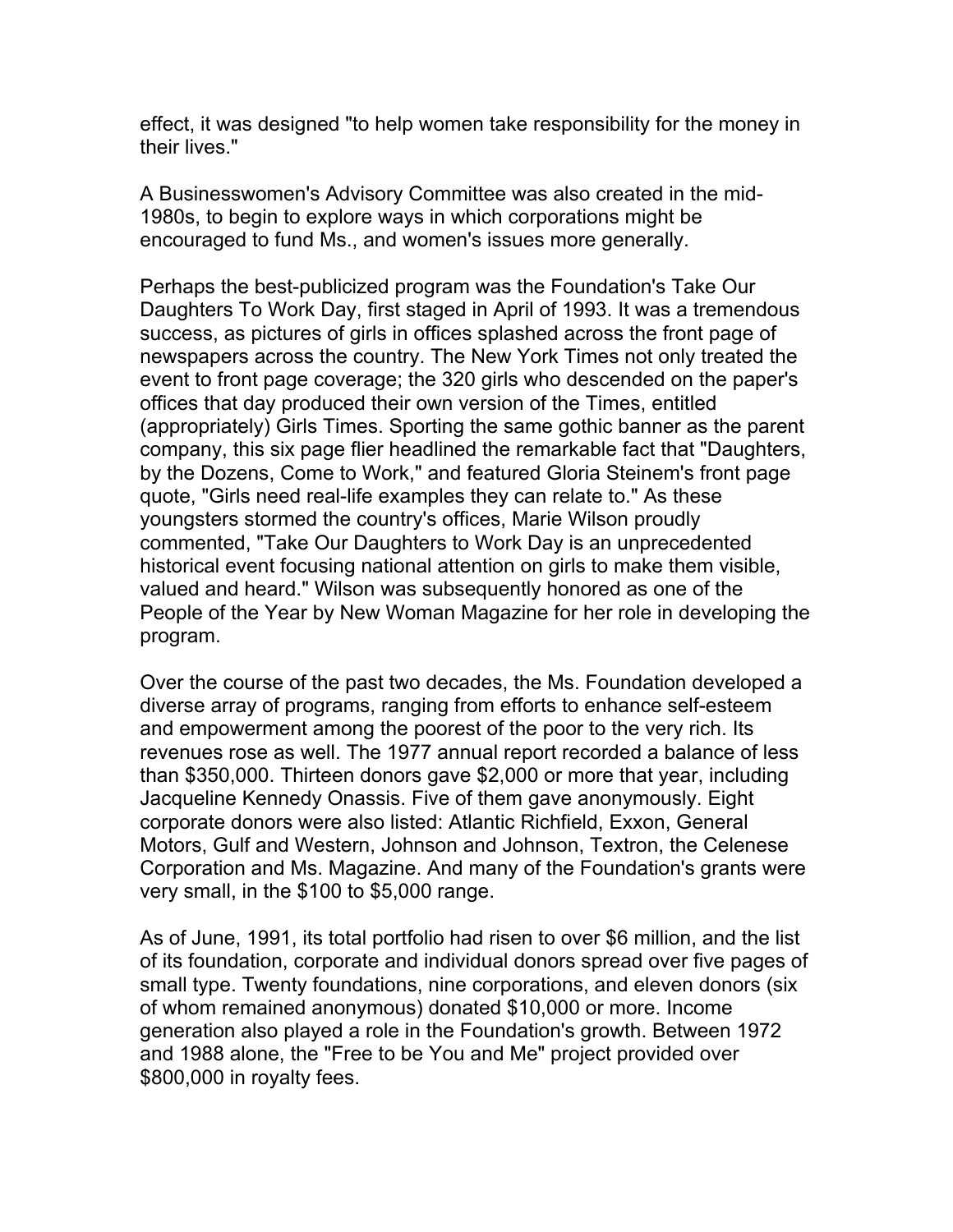effect, it was designed "to help women take responsibility for the money in their lives."

A Businesswomen's Advisory Committee was also created in the mid-1980s, to begin to explore ways in which corporations might be encouraged to fund Ms., and women's issues more generally.

Perhaps the best-publicized program was the Foundation's Take Our Daughters To Work Day, first staged in April of 1993. It was a tremendous success, as pictures of girls in offices splashed across the front page of newspapers across the country. The New York Times not only treated the event to front page coverage; the 320 girls who descended on the paper's offices that day produced their own version of the Times, entitled (appropriately) Girls Times. Sporting the same gothic banner as the parent company, this six page flier headlined the remarkable fact that "Daughters, by the Dozens, Come to Work," and featured Gloria Steinem's front page quote, "Girls need real-life examples they can relate to." As these youngsters stormed the country's offices, Marie Wilson proudly commented, "Take Our Daughters to Work Day is an unprecedented historical event focusing national attention on girls to make them visible, valued and heard." Wilson was subsequently honored as one of the People of the Year by New Woman Magazine for her role in developing the program.

Over the course of the past two decades, the Ms. Foundation developed a diverse array of programs, ranging from efforts to enhance self-esteem and empowerment among the poorest of the poor to the very rich. Its revenues rose as well. The 1977 annual report recorded a balance of less than $350,000. Thirteen donors gave $2,000 or more that year, including Jacqueline Kennedy Onassis. Five of them gave anonymously. Eight corporate donors were also listed: Atlantic Richfield, Exxon, General Motors, Gulf and Western, Johnson and Johnson, Textron, the Celenese Corporation and Ms. Magazine. And many of the Foundation's grants were very small, in the $100 to $5,000 range.

As of June, 1991, its total portfolio had risen to over $6 million, and the list of its foundation, corporate and individual donors spread over five pages of small type. Twenty foundations, nine corporations, and eleven donors (six of whom remained anonymous) donated $10,000 or more. Income generation also played a role in the Foundation's growth. Between 1972 and 1988 alone, the "Free to be You and Me" project provided over $800,000 in royalty fees.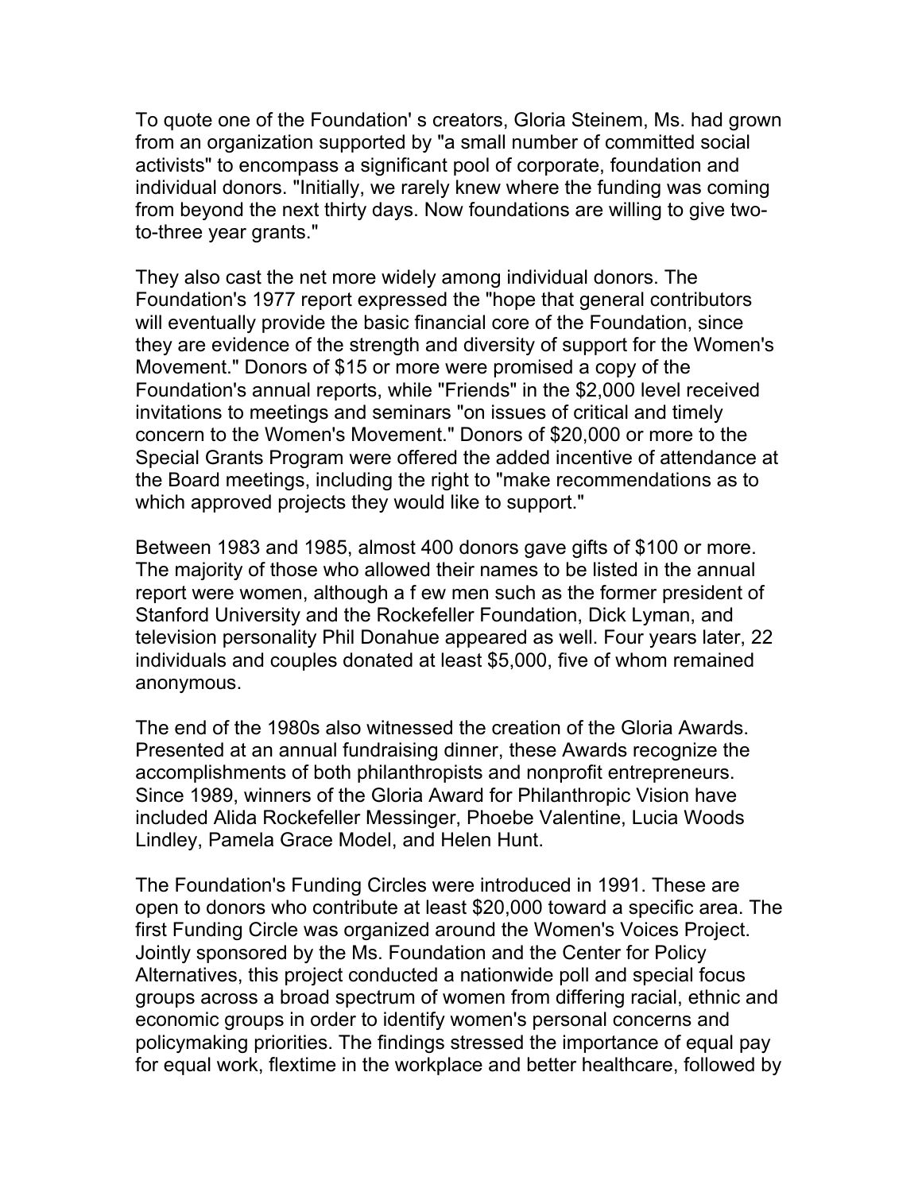To quote one of the Foundation' s creators, Gloria Steinem, Ms. had grown from an organization supported by "a small number of committed social activists" to encompass a significant pool of corporate, foundation and individual donors. "Initially, we rarely knew where the funding was coming from beyond the next thirty days. Now foundations are willing to give two-to-three year grants."

They also cast the net more widely among individual donors. The Foundation's 1977 report expressed the "hope that general contributors will eventually provide the basic financial core of the Foundation, since they are evidence of the strength and diversity of support for the Women's Movement." Donors of $15 or more were promised a copy of the Foundation's annual reports, while "Friends" in the $2,000 level received invitations to meetings and seminars "on issues of critical and timely concern to the Women's Movement." Donors of $20,000 or more to the Special Grants Program were offered the added incentive of attendance at the Board meetings, including the right to "make recommendations as to which approved projects they would like to support."

Between 1983 and 1985, almost 400 donors gave gifts of $100 or more. The majority of those who allowed their names to be listed in the annual report were women, although a f ew men such as the former president of Stanford University and the Rockefeller Foundation, Dick Lyman, and television personality Phil Donahue appeared as well. Four years later, 22 individuals and couples donated at least $5,000, five of whom remained anonymous.

The end of the 1980s also witnessed the creation of the Gloria Awards. Presented at an annual fundraising dinner, these Awards recognize the accomplishments of both philanthropists and nonprofit entrepreneurs. Since 1989, winners of the Gloria Award for Philanthropic Vision have included Alida Rockefeller Messinger, Phoebe Valentine, Lucia Woods Lindley, Pamela Grace Model, and Helen Hunt.

The Foundation's Funding Circles were introduced in 1991. These are open to donors who contribute at least $20,000 toward a specific area. The first Funding Circle was organized around the Women's Voices Project. Jointly sponsored by the Ms. Foundation and the Center for Policy Alternatives, this project conducted a nationwide poll and special focus groups across a broad spectrum of women from differing racial, ethnic and economic groups in order to identify women's personal concerns and policymaking priorities. The findings stressed the importance of equal pay for equal work, flextime in the workplace and better healthcare, followed by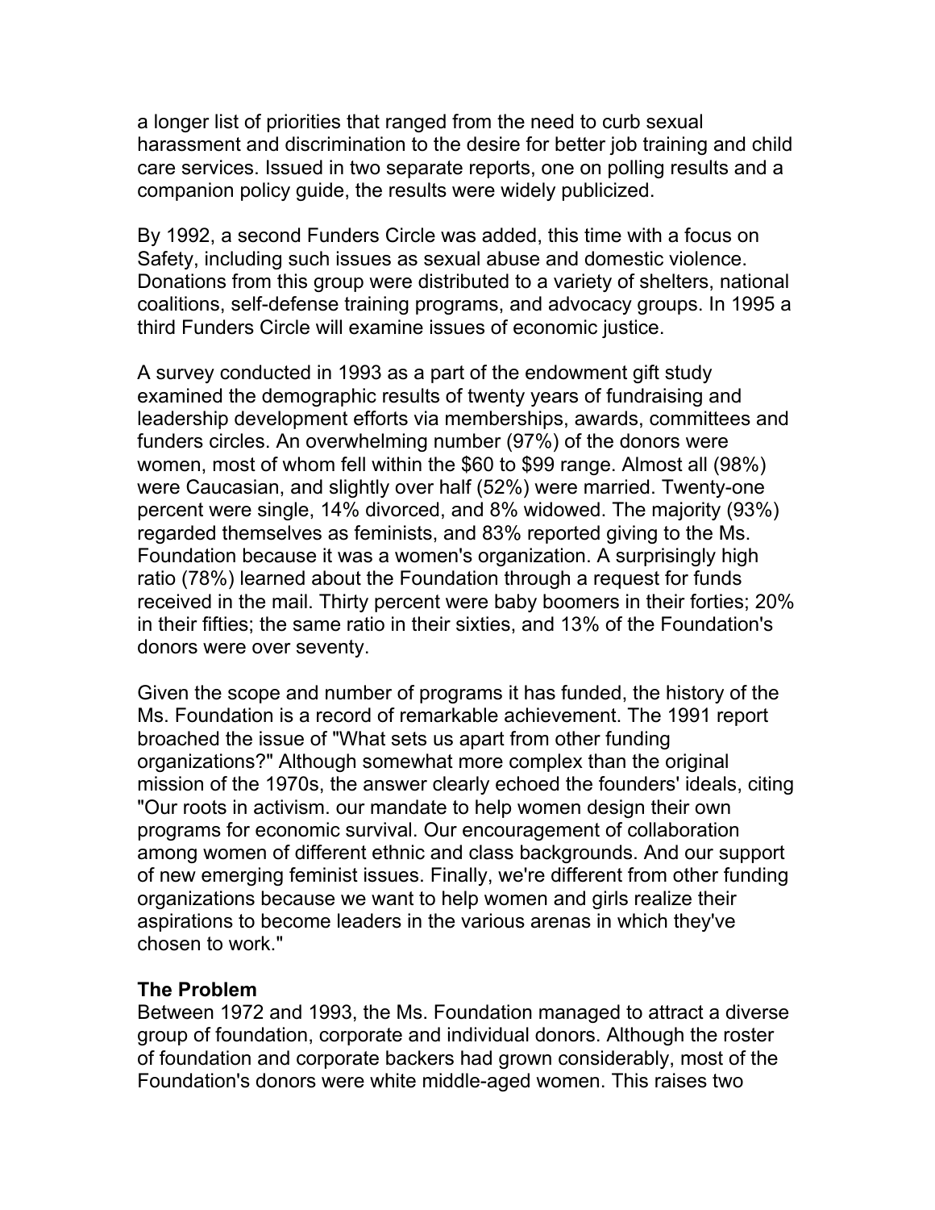a longer list of priorities that ranged from the need to curb sexual harassment and discrimination to the desire for better job training and child care services. Issued in two separate reports, one on polling results and a companion policy guide, the results were widely publicized.

By 1992, a second Funders Circle was added, this time with a focus on Safety, including such issues as sexual abuse and domestic violence. Donations from this group were distributed to a variety of shelters, national coalitions, self-defense training programs, and advocacy groups. In 1995 a third Funders Circle will examine issues of economic justice.

A survey conducted in 1993 as a part of the endowment gift study examined the demographic results of twenty years of fundraising and leadership development efforts via memberships, awards, committees and funders circles. An overwhelming number (97%) of the donors were women, most of whom fell within the $60 to $99 range. Almost all (98%) were Caucasian, and slightly over half (52%) were married. Twenty-one percent were single, 14% divorced, and 8% widowed. The majority (93%) regarded themselves as feminists, and 83% reported giving to the Ms. Foundation because it was a women's organization. A surprisingly high ratio (78%) learned about the Foundation through a request for funds received in the mail. Thirty percent were baby boomers in their forties; 20% in their fifties; the same ratio in their sixties, and 13% of the Foundation's donors were over seventy.

Given the scope and number of programs it has funded, the history of the Ms. Foundation is a record of remarkable achievement. The 1991 report broached the issue of "What sets us apart from other funding organizations?" Although somewhat more complex than the original mission of the 1970s, the answer clearly echoed the founders' ideals, citing "Our roots in activism. our mandate to help women design their own programs for economic survival. Our encouragement of collaboration among women of different ethnic and class backgrounds. And our support of new emerging feminist issues. Finally, we're different from other funding organizations because we want to help women and girls realize their aspirations to become leaders in the various arenas in which they've chosen to work."

**The Problem**

Between 1972 and 1993, the Ms. Foundation managed to attract a diverse group of foundation, corporate and individual donors. Although the roster of foundation and corporate backers had grown considerably, most of the Foundation's donors were white middle-aged women. This raises two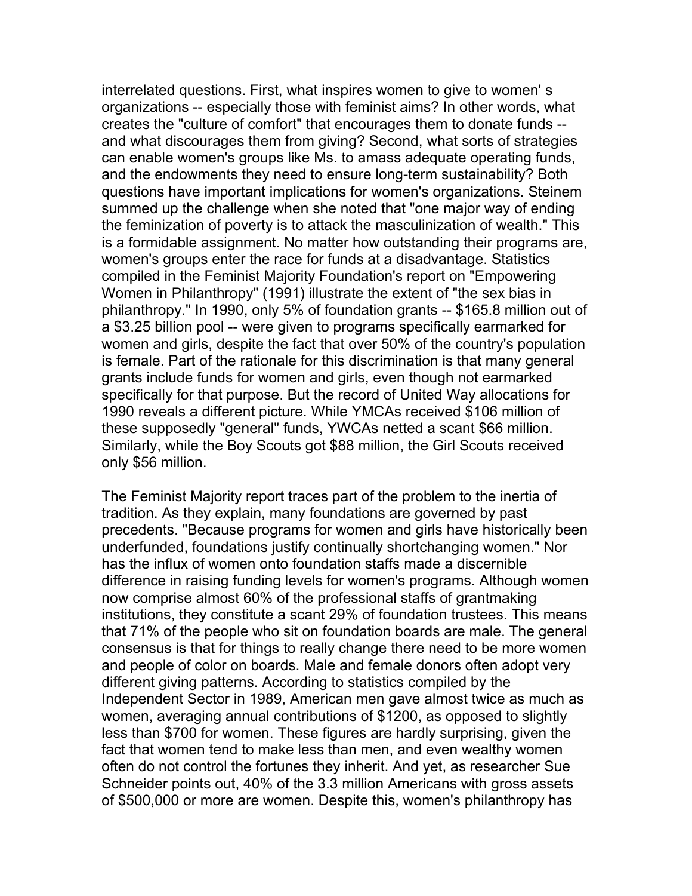interrelated questions. First, what inspires women to give to women' s organizations -- especially those with feminist aims? In other words, what creates the "culture of comfort" that encourages them to donate funds -- and what discourages them from giving? Second, what sorts of strategies can enable women's groups like Ms. to amass adequate operating funds, and the endowments they need to ensure long-term sustainability? Both questions have important implications for women's organizations. Steinem summed up the challenge when she noted that "one major way of ending the feminization of poverty is to attack the masculinization of wealth." This is a formidable assignment. No matter how outstanding their programs are, women's groups enter the race for funds at a disadvantage. Statistics compiled in the Feminist Majority Foundation's report on "Empowering Women in Philanthropy" (1991) illustrate the extent of "the sex bias in philanthropy." In 1990, only 5% of foundation grants -- $165.8 million out of a $3.25 billion pool -- were given to programs specifically earmarked for women and girls, despite the fact that over 50% of the country's population is female. Part of the rationale for this discrimination is that many general grants include funds for women and girls, even though not earmarked specifically for that purpose. But the record of United Way allocations for 1990 reveals a different picture. While YMCAs received $106 million of these supposedly "general" funds, YWCAs netted a scant $66 million. Similarly, while the Boy Scouts got $88 million, the Girl Scouts received only $56 million.

The Feminist Majority report traces part of the problem to the inertia of tradition. As they explain, many foundations are governed by past precedents. "Because programs for women and girls have historically been underfunded, foundations justify continually shortchanging women." Nor has the influx of women onto foundation staffs made a discernible difference in raising funding levels for women's programs. Although women now comprise almost 60% of the professional staffs of grantmaking institutions, they constitute a scant 29% of foundation trustees. This means that 71% of the people who sit on foundation boards are male. The general consensus is that for things to really change there need to be more women and people of color on boards. Male and female donors often adopt very different giving patterns. According to statistics compiled by the Independent Sector in 1989, American men gave almost twice as much as women, averaging annual contributions of $1200, as opposed to slightly less than $700 for women. These figures are hardly surprising, given the fact that women tend to make less than men, and even wealthy women often do not control the fortunes they inherit. And yet, as researcher Sue Schneider points out, 40% of the 3.3 million Americans with gross assets of $500,000 or more are women. Despite this, women's philanthropy has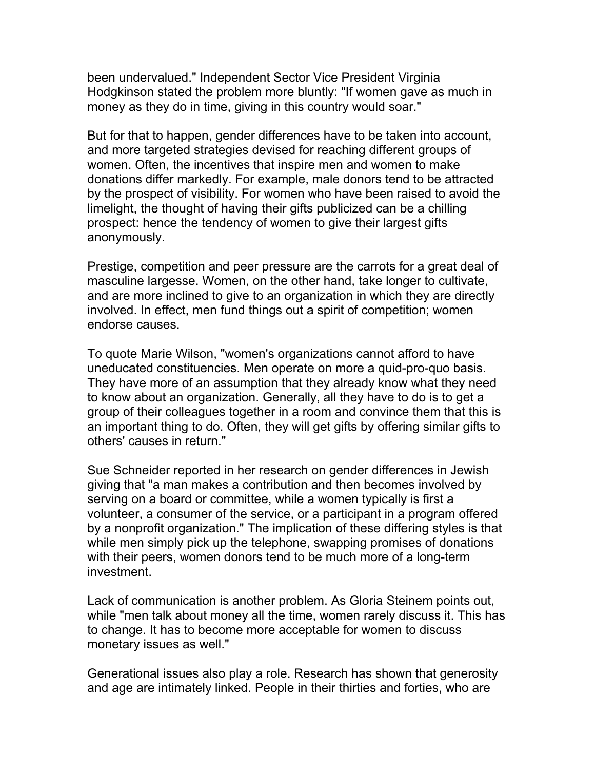been undervalued." Independent Sector Vice President Virginia Hodgkinson stated the problem more bluntly: "If women gave as much in money as they do in time, giving in this country would soar."

But for that to happen, gender differences have to be taken into account, and more targeted strategies devised for reaching different groups of women. Often, the incentives that inspire men and women to make donations differ markedly. For example, male donors tend to be attracted by the prospect of visibility. For women who have been raised to avoid the limelight, the thought of having their gifts publicized can be a chilling prospect: hence the tendency of women to give their largest gifts anonymously.

Prestige, competition and peer pressure are the carrots for a great deal of masculine largesse. Women, on the other hand, take longer to cultivate, and are more inclined to give to an organization in which they are directly involved. In effect, men fund things out a spirit of competition; women endorse causes.

To quote Marie Wilson, "women's organizations cannot afford to have uneducated constituencies. Men operate on more a quid-pro-quo basis. They have more of an assumption that they already know what they need to know about an organization. Generally, all they have to do is to get a group of their colleagues together in a room and convince them that this is an important thing to do. Often, they will get gifts by offering similar gifts to others' causes in return."

Sue Schneider reported in her research on gender differences in Jewish giving that "a man makes a contribution and then becomes involved by serving on a board or committee, while a women typically is first a volunteer, a consumer of the service, or a participant in a program offered by a nonprofit organization." The implication of these differing styles is that while men simply pick up the telephone, swapping promises of donations with their peers, women donors tend to be much more of a long-term investment.

Lack of communication is another problem. As Gloria Steinem points out, while "men talk about money all the time, women rarely discuss it. This has to change. It has to become more acceptable for women to discuss monetary issues as well."

Generational issues also play a role. Research has shown that generosity and age are intimately linked. People in their thirties and forties, who are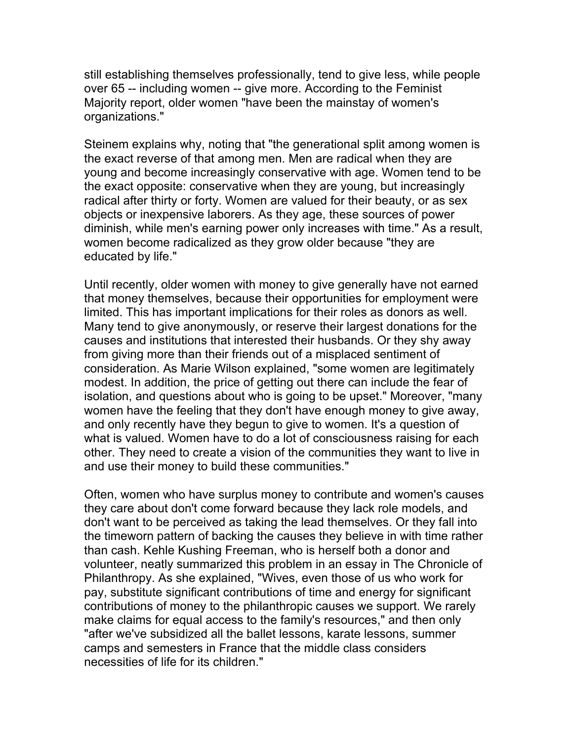still establishing themselves professionally, tend to give less, while people over 65 -- including women -- give more. According to the Feminist Majority report, older women "have been the mainstay of women's organizations."

Steinem explains why, noting that "the generational split among women is the exact reverse of that among men. Men are radical when they are young and become increasingly conservative with age. Women tend to be the exact opposite: conservative when they are young, but increasingly radical after thirty or forty. Women are valued for their beauty, or as sex objects or inexpensive laborers. As they age, these sources of power diminish, while men's earning power only increases with time." As a result, women become radicalized as they grow older because "they are educated by life."

Until recently, older women with money to give generally have not earned that money themselves, because their opportunities for employment were limited. This has important implications for their roles as donors as well. Many tend to give anonymously, or reserve their largest donations for the causes and institutions that interested their husbands. Or they shy away from giving more than their friends out of a misplaced sentiment of consideration. As Marie Wilson explained, "some women are legitimately modest. In addition, the price of getting out there can include the fear of isolation, and questions about who is going to be upset." Moreover, "many women have the feeling that they don't have enough money to give away, and only recently have they begun to give to women. It's a question of what is valued. Women have to do a lot of consciousness raising for each other. They need to create a vision of the communities they want to live in and use their money to build these communities."

Often, women who have surplus money to contribute and women's causes they care about don't come forward because they lack role models, and don't want to be perceived as taking the lead themselves. Or they fall into the timeworn pattern of backing the causes they believe in with time rather than cash. Kehle Kushing Freeman, who is herself both a donor and volunteer, neatly summarized this problem in an essay in The Chronicle of Philanthropy. As she explained, "Wives, even those of us who work for pay, substitute significant contributions of time and energy for significant contributions of money to the philanthropic causes we support. We rarely make claims for equal access to the family's resources," and then only "after we've subsidized all the ballet lessons, karate lessons, summer camps and semesters in France that the middle class considers necessities of life for its children."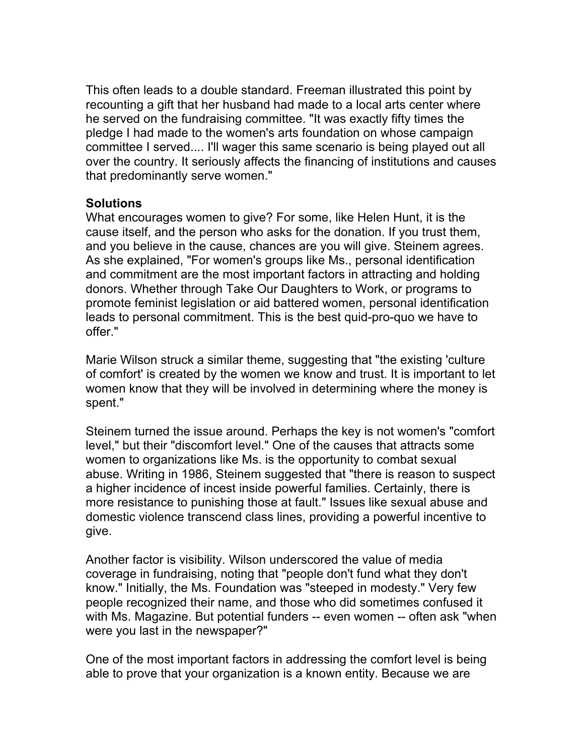This often leads to a double standard. Freeman illustrated this point by recounting a gift that her husband had made to a local arts center where he served on the fundraising committee. "It was exactly fifty times the pledge I had made to the women's arts foundation on whose campaign committee I served.... I'll wager this same scenario is being played out all over the country. It seriously affects the financing of institutions and causes that predominantly serve women."

**Solutions**

What encourages women to give? For some, like Helen Hunt, it is the cause itself, and the person who asks for the donation. If you trust them, and you believe in the cause, chances are you will give. Steinem agrees. As she explained, "For women's groups like Ms., personal identification and commitment are the most important factors in attracting and holding donors. Whether through Take Our Daughters to Work, or programs to promote feminist legislation or aid battered women, personal identification leads to personal commitment. This is the best quid-pro-quo we have to offer."

Marie Wilson struck a similar theme, suggesting that "the existing 'culture of comfort' is created by the women we know and trust. It is important to let women know that they will be involved in determining where the money is spent."

Steinem turned the issue around. Perhaps the key is not women's "comfort level," but their "discomfort level." One of the causes that attracts some women to organizations like Ms. is the opportunity to combat sexual abuse. Writing in 1986, Steinem suggested that "there is reason to suspect a higher incidence of incest inside powerful families. Certainly, there is more resistance to punishing those at fault." Issues like sexual abuse and domestic violence transcend class lines, providing a powerful incentive to give.

Another factor is visibility. Wilson underscored the value of media coverage in fundraising, noting that "people don't fund what they don't know." Initially, the Ms. Foundation was "steeped in modesty." Very few people recognized their name, and those who did sometimes confused it with Ms. Magazine. But potential funders -- even women -- often ask "when were you last in the newspaper?"

One of the most important factors in addressing the comfort level is being able to prove that your organization is a known entity. Because we are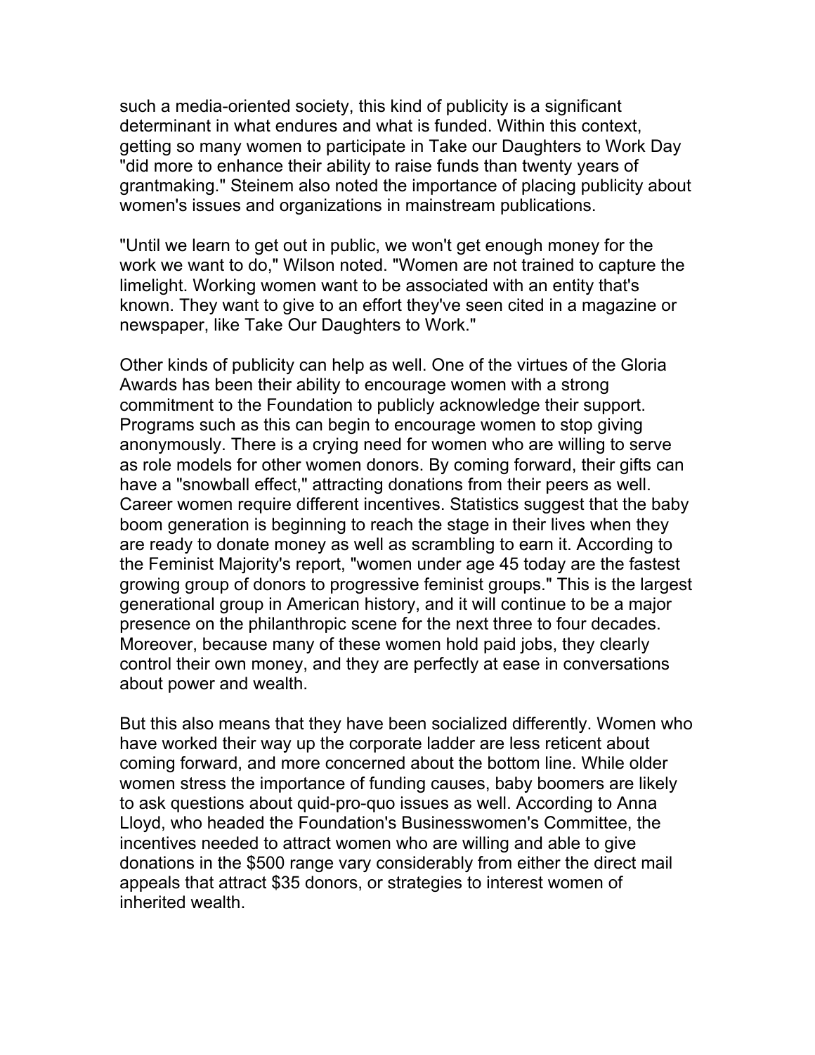such a media-oriented society, this kind of publicity is a significant determinant in what endures and what is funded. Within this context, getting so many women to participate in Take our Daughters to Work Day "did more to enhance their ability to raise funds than twenty years of grantmaking." Steinem also noted the importance of placing publicity about women's issues and organizations in mainstream publications.

"Until we learn to get out in public, we won't get enough money for the work we want to do," Wilson noted. "Women are not trained to capture the limelight. Working women want to be associated with an entity that's known. They want to give to an effort they've seen cited in a magazine or newspaper, like Take Our Daughters to Work."

Other kinds of publicity can help as well. One of the virtues of the Gloria Awards has been their ability to encourage women with a strong commitment to the Foundation to publicly acknowledge their support. Programs such as this can begin to encourage women to stop giving anonymously. There is a crying need for women who are willing to serve as role models for other women donors. By coming forward, their gifts can have a "snowball effect," attracting donations from their peers as well. Career women require different incentives. Statistics suggest that the baby boom generation is beginning to reach the stage in their lives when they are ready to donate money as well as scrambling to earn it. According to the Feminist Majority's report, "women under age 45 today are the fastest growing group of donors to progressive feminist groups." This is the largest generational group in American history, and it will continue to be a major presence on the philanthropic scene for the next three to four decades. Moreover, because many of these women hold paid jobs, they clearly control their own money, and they are perfectly at ease in conversations about power and wealth.

But this also means that they have been socialized differently. Women who have worked their way up the corporate ladder are less reticent about coming forward, and more concerned about the bottom line. While older women stress the importance of funding causes, baby boomers are likely to ask questions about quid-pro-quo issues as well. According to Anna Lloyd, who headed the Foundation's Businesswomen's Committee, the incentives needed to attract women who are willing and able to give donations in the $500 range vary considerably from either the direct mail appeals that attract $35 donors, or strategies to interest women of inherited wealth.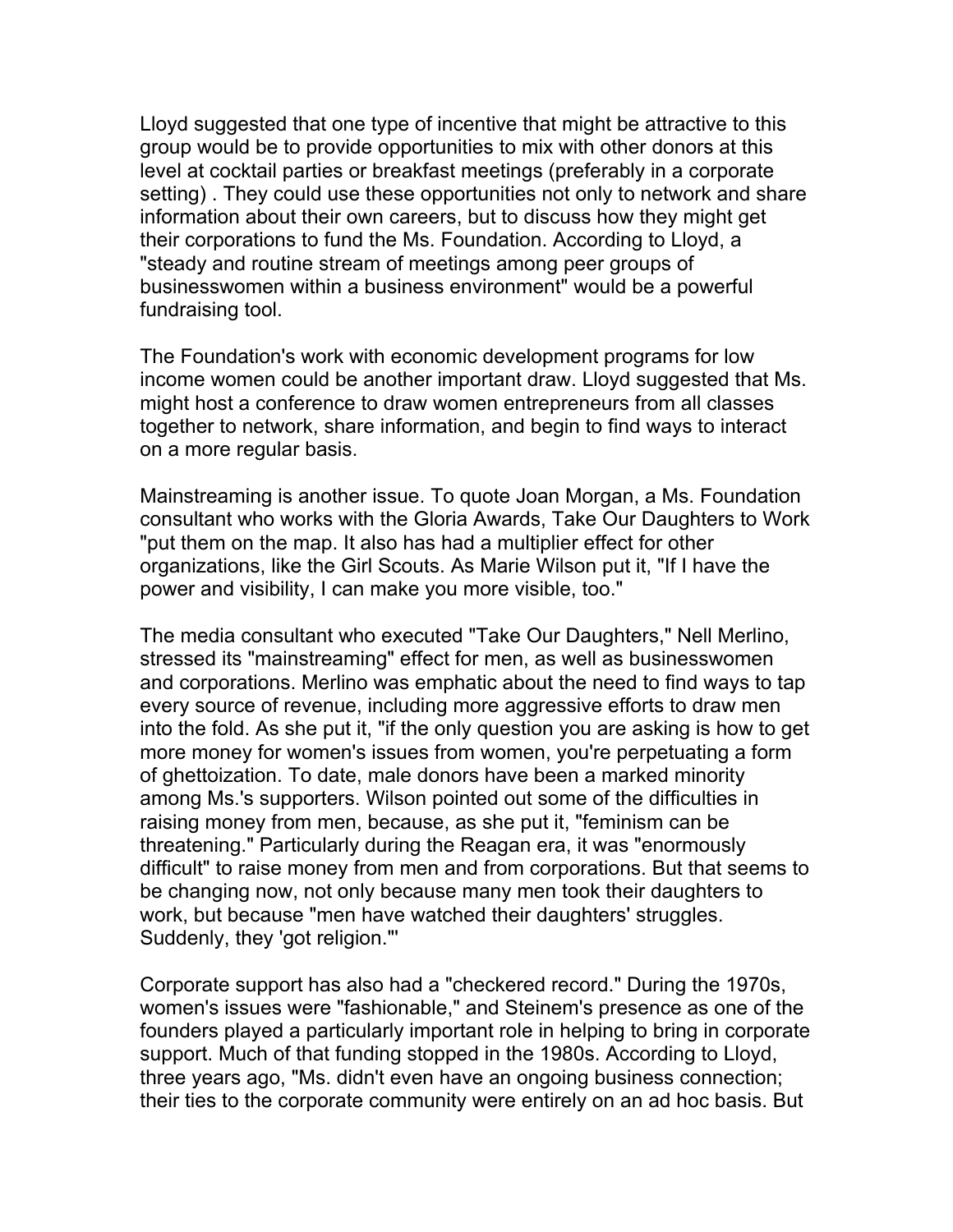Lloyd suggested that one type of incentive that might be attractive to this group would be to provide opportunities to mix with other donors at this level at cocktail parties or breakfast meetings (preferably in a corporate setting) . They could use these opportunities not only to network and share information about their own careers, but to discuss how they might get their corporations to fund the Ms. Foundation. According to Lloyd, a "steady and routine stream of meetings among peer groups of businesswomen within a business environment" would be a powerful fundraising tool.

The Foundation's work with economic development programs for low income women could be another important draw. Lloyd suggested that Ms. might host a conference to draw women entrepreneurs from all classes together to network, share information, and begin to find ways to interact on a more regular basis.

Mainstreaming is another issue. To quote Joan Morgan, a Ms. Foundation consultant who works with the Gloria Awards, Take Our Daughters to Work "put them on the map. It also has had a multiplier effect for other organizations, like the Girl Scouts. As Marie Wilson put it, "If I have the power and visibility, I can make you more visible, too."

The media consultant who executed "Take Our Daughters," Nell Merlino, stressed its "mainstreaming" effect for men, as well as businesswomen and corporations. Merlino was emphatic about the need to find ways to tap every source of revenue, including more aggressive efforts to draw men into the fold. As she put it, "if the only question you are asking is how to get more money for women's issues from women, you're perpetuating a form of ghettoization. To date, male donors have been a marked minority among Ms.'s supporters. Wilson pointed out some of the difficulties in raising money from men, because, as she put it, "feminism can be threatening." Particularly during the Reagan era, it was "enormously difficult" to raise money from men and from corporations. But that seems to be changing now, not only because many men took their daughters to work, but because "men have watched their daughters' struggles. Suddenly, they 'got religion.'"

Corporate support has also had a "checkered record." During the 1970s, women's issues were "fashionable," and Steinem's presence as one of the founders played a particularly important role in helping to bring in corporate support. Much of that funding stopped in the 1980s. According to Lloyd, three years ago, "Ms. didn't even have an ongoing business connection; their ties to the corporate community were entirely on an ad hoc basis. But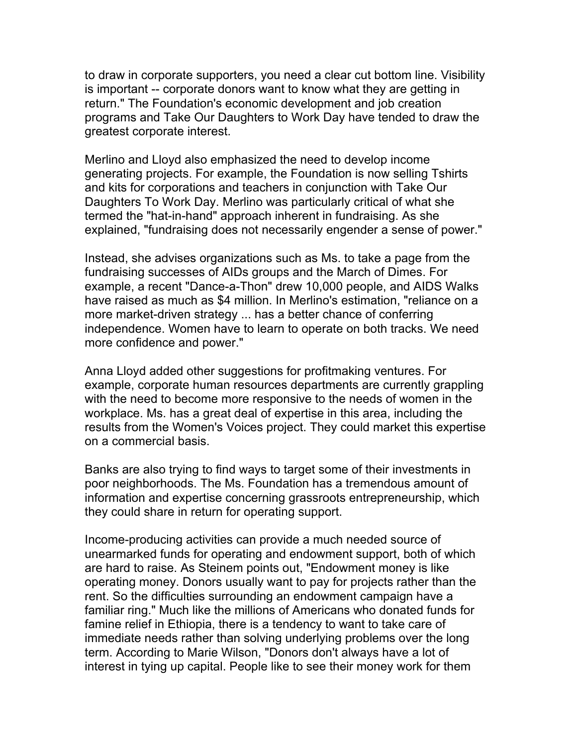to draw in corporate supporters, you need a clear cut bottom line. Visibility is important -- corporate donors want to know what they are getting in return." The Foundation's economic development and job creation programs and Take Our Daughters to Work Day have tended to draw the greatest corporate interest.

Merlino and Lloyd also emphasized the need to develop income generating projects. For example, the Foundation is now selling Tshirts and kits for corporations and teachers in conjunction with Take Our Daughters To Work Day. Merlino was particularly critical of what she termed the "hat-in-hand" approach inherent in fundraising. As she explained, "fundraising does not necessarily engender a sense of power."

Instead, she advises organizations such as Ms. to take a page from the fundraising successes of AIDs groups and the March of Dimes. For example, a recent "Dance-a-Thon" drew 10,000 people, and AIDS Walks have raised as much as $4 million. In Merlino's estimation, "reliance on a more market-driven strategy ... has a better chance of conferring independence. Women have to learn to operate on both tracks. We need more confidence and power."

Anna Lloyd added other suggestions for profitmaking ventures. For example, corporate human resources departments are currently grappling with the need to become more responsive to the needs of women in the workplace. Ms. has a great deal of expertise in this area, including the results from the Women's Voices project. They could market this expertise on a commercial basis.

Banks are also trying to find ways to target some of their investments in poor neighborhoods. The Ms. Foundation has a tremendous amount of information and expertise concerning grassroots entrepreneurship, which they could share in return for operating support.

Income-producing activities can provide a much needed source of unearmarked funds for operating and endowment support, both of which are hard to raise. As Steinem points out, "Endowment money is like operating money. Donors usually want to pay for projects rather than the rent. So the difficulties surrounding an endowment campaign have a familiar ring." Much like the millions of Americans who donated funds for famine relief in Ethiopia, there is a tendency to want to take care of immediate needs rather than solving underlying problems over the long term. According to Marie Wilson, "Donors don't always have a lot of interest in tying up capital. People like to see their money work for them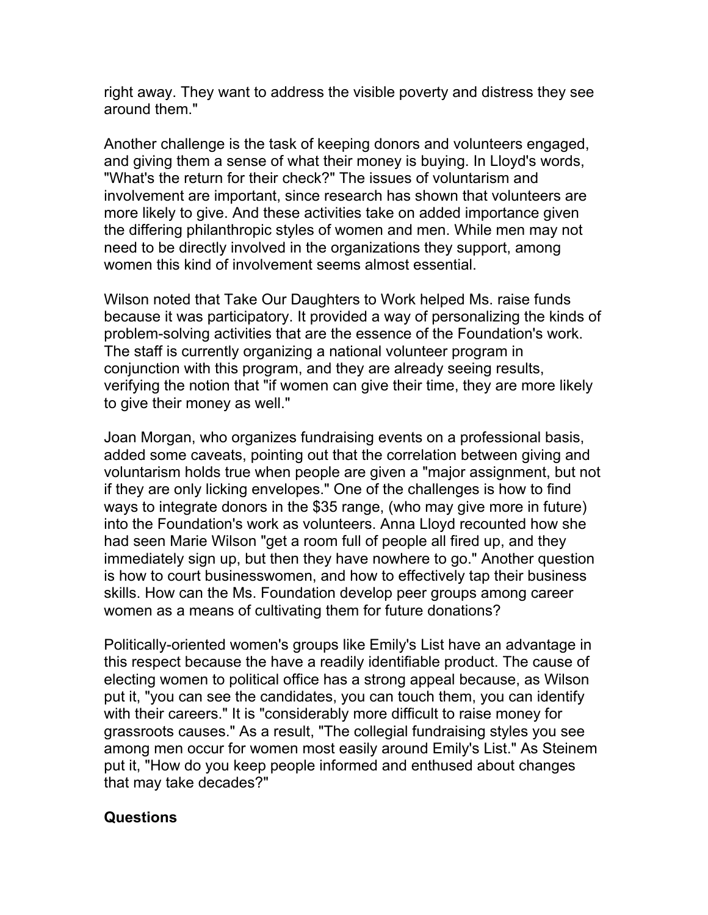right away. They want to address the visible poverty and distress they see around them."

Another challenge is the task of keeping donors and volunteers engaged, and giving them a sense of what their money is buying. In Lloyd's words, "What's the return for their check?" The issues of voluntarism and involvement are important, since research has shown that volunteers are more likely to give. And these activities take on added importance given the differing philanthropic styles of women and men. While men may not need to be directly involved in the organizations they support, among women this kind of involvement seems almost essential.

Wilson noted that Take Our Daughters to Work helped Ms. raise funds because it was participatory. It provided a way of personalizing the kinds of problem-solving activities that are the essence of the Foundation's work. The staff is currently organizing a national volunteer program in conjunction with this program, and they are already seeing results, verifying the notion that "if women can give their time, they are more likely to give their money as well."

Joan Morgan, who organizes fundraising events on a professional basis, added some caveats, pointing out that the correlation between giving and voluntarism holds true when people are given a "major assignment, but not if they are only licking envelopes." One of the challenges is how to find ways to integrate donors in the $35 range, (who may give more in future) into the Foundation's work as volunteers. Anna Lloyd recounted how she had seen Marie Wilson "get a room full of people all fired up, and they immediately sign up, but then they have nowhere to go." Another question is how to court businesswomen, and how to effectively tap their business skills. How can the Ms. Foundation develop peer groups among career women as a means of cultivating them for future donations?

Politically-oriented women's groups like Emily's List have an advantage in this respect because the have a readily identifiable product. The cause of electing women to political office has a strong appeal because, as Wilson put it, "you can see the candidates, you can touch them, you can identify with their careers." It is "considerably more difficult to raise money for grassroots causes." As a result, "The collegial fundraising styles you see among men occur for women most easily around Emily's List." As Steinem put it, "How do you keep people informed and enthused about changes that may take decades?"

## Questions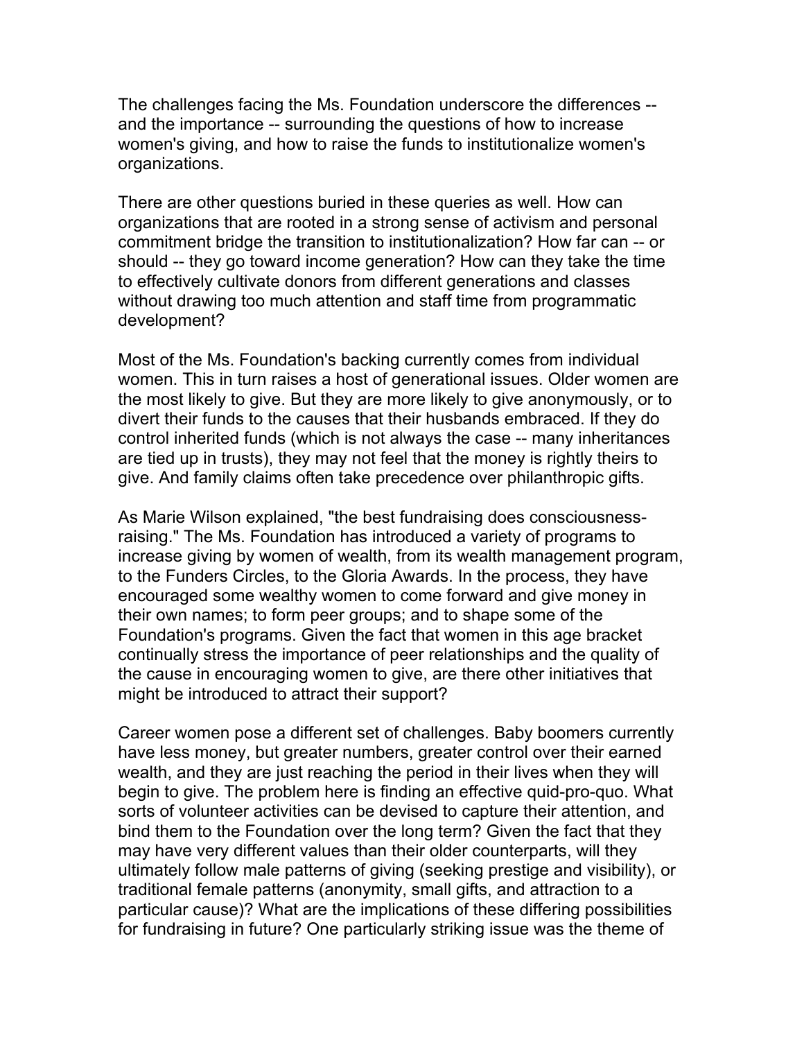The challenges facing the Ms. Foundation underscore the differences -- and the importance -- surrounding the questions of how to increase women's giving, and how to raise the funds to institutionalize women's organizations.

There are other questions buried in these queries as well. How can organizations that are rooted in a strong sense of activism and personal commitment bridge the transition to institutionalization? How far can -- or should -- they go toward income generation? How can they take the time to effectively cultivate donors from different generations and classes without drawing too much attention and staff time from programmatic development?

Most of the Ms. Foundation's backing currently comes from individual women. This in turn raises a host of generational issues. Older women are the most likely to give. But they are more likely to give anonymously, or to divert their funds to the causes that their husbands embraced. If they do control inherited funds (which is not always the case -- many inheritances are tied up in trusts), they may not feel that the money is rightly theirs to give. And family claims often take precedence over philanthropic gifts.

As Marie Wilson explained, "the best fundraising does consciousness-raising." The Ms. Foundation has introduced a variety of programs to increase giving by women of wealth, from its wealth management program, to the Funders Circles, to the Gloria Awards. In the process, they have encouraged some wealthy women to come forward and give money in their own names; to form peer groups; and to shape some of the Foundation's programs. Given the fact that women in this age bracket continually stress the importance of peer relationships and the quality of the cause in encouraging women to give, are there other initiatives that might be introduced to attract their support?

Career women pose a different set of challenges. Baby boomers currently have less money, but greater numbers, greater control over their earned wealth, and they are just reaching the period in their lives when they will begin to give. The problem here is finding an effective quid-pro-quo. What sorts of volunteer activities can be devised to capture their attention, and bind them to the Foundation over the long term? Given the fact that they may have very different values than their older counterparts, will they ultimately follow male patterns of giving (seeking prestige and visibility), or traditional female patterns (anonymity, small gifts, and attraction to a particular cause)? What are the implications of these differing possibilities for fundraising in future? One particularly striking issue was the theme of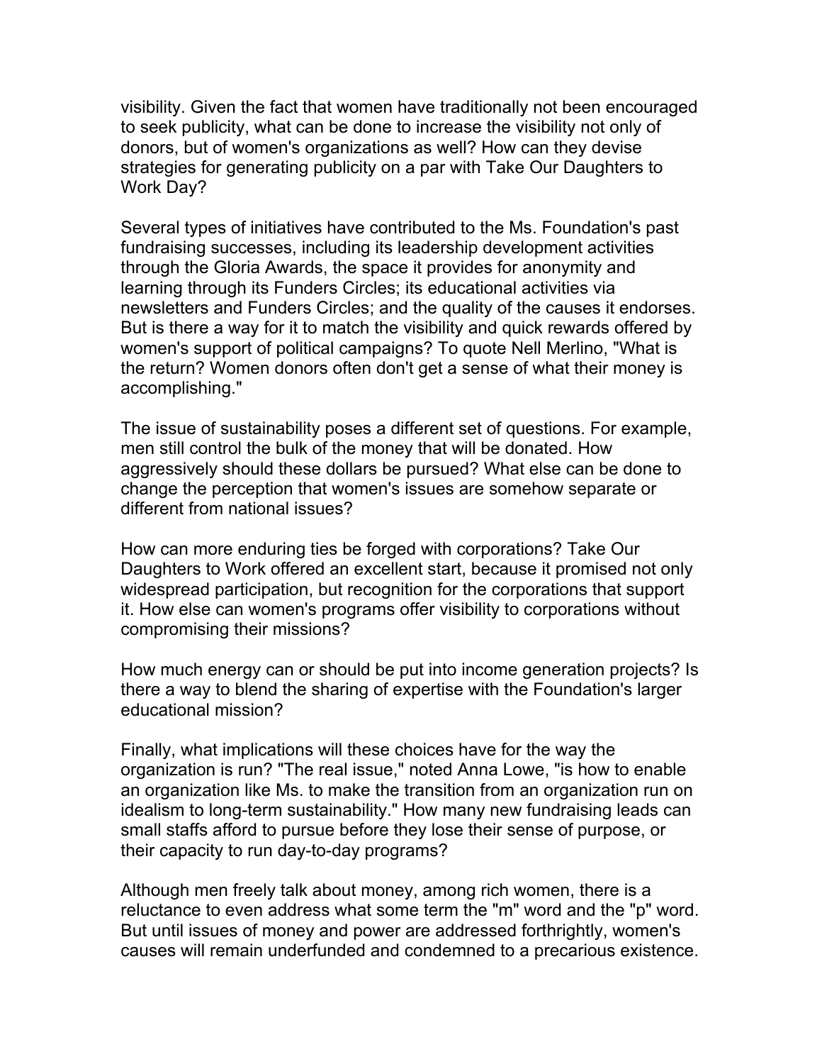visibility. Given the fact that women have traditionally not been encouraged to seek publicity, what can be done to increase the visibility not only of donors, but of women's organizations as well? How can they devise strategies for generating publicity on a par with Take Our Daughters to Work Day?

Several types of initiatives have contributed to the Ms. Foundation's past fundraising successes, including its leadership development activities through the Gloria Awards, the space it provides for anonymity and learning through its Funders Circles; its educational activities via newsletters and Funders Circles; and the quality of the causes it endorses. But is there a way for it to match the visibility and quick rewards offered by women's support of political campaigns? To quote Nell Merlino, "What is the return? Women donors often don't get a sense of what their money is accomplishing."

The issue of sustainability poses a different set of questions. For example, men still control the bulk of the money that will be donated. How aggressively should these dollars be pursued? What else can be done to change the perception that women's issues are somehow separate or different from national issues?

How can more enduring ties be forged with corporations? Take Our Daughters to Work offered an excellent start, because it promised not only widespread participation, but recognition for the corporations that support it. How else can women's programs offer visibility to corporations without compromising their missions?

How much energy can or should be put into income generation projects? Is there a way to blend the sharing of expertise with the Foundation's larger educational mission?

Finally, what implications will these choices have for the way the organization is run? "The real issue," noted Anna Lowe, "is how to enable an organization like Ms. to make the transition from an organization run on idealism to long-term sustainability." How many new fundraising leads can small staffs afford to pursue before they lose their sense of purpose, or their capacity to run day-to-day programs?

Although men freely talk about money, among rich women, there is a reluctance to even address what some term the "m" word and the "p" word. But until issues of money and power are addressed forthrightly, women's causes will remain underfunded and condemned to a precarious existence.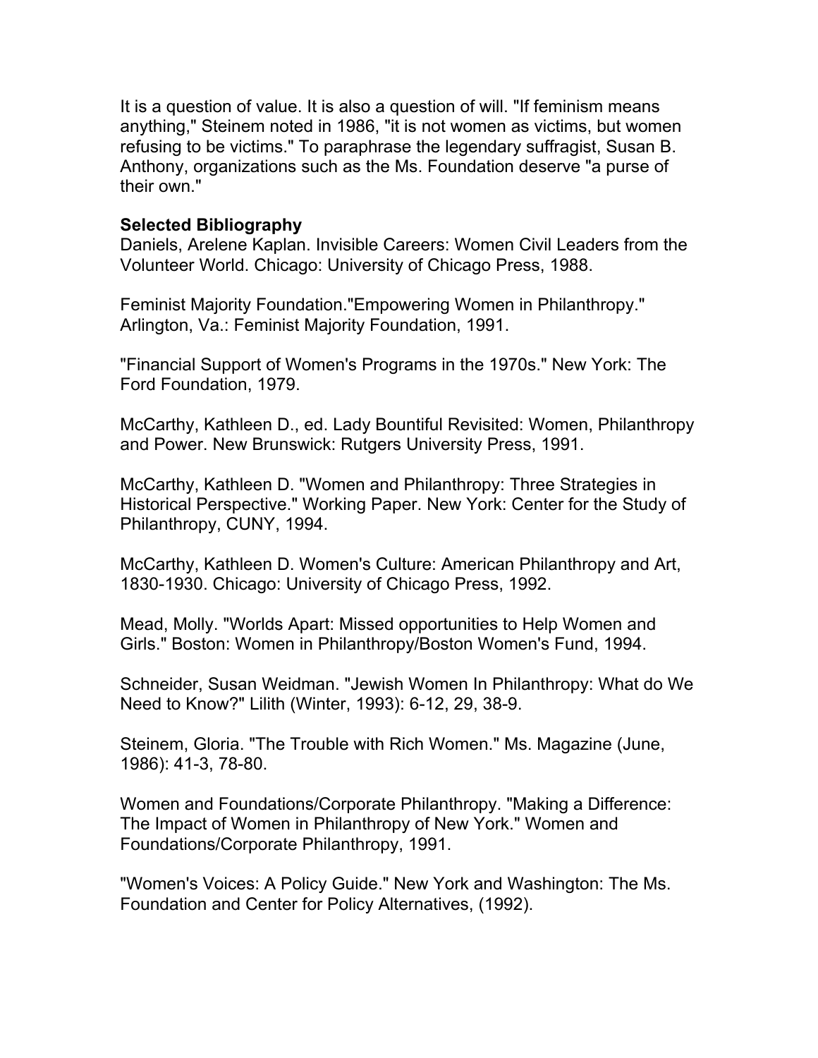It is a question of value. It is also a question of will. "If feminism means anything," Steinem noted in 1986, "it is not women as victims, but women refusing to be victims." To paraphrase the legendary suffragist, Susan B. Anthony, organizations such as the Ms. Foundation deserve "a purse of their own."

**Selected Bibliography**

Daniels, Arelene Kaplan. Invisible Careers: Women Civil Leaders from the Volunteer World. Chicago: University of Chicago Press, 1988.

Feminist Majority Foundation."Empowering Women in Philanthropy." Arlington, Va.: Feminist Majority Foundation, 1991.

"Financial Support of Women's Programs in the 1970s." New York: The Ford Foundation, 1979.

McCarthy, Kathleen D., ed. Lady Bountiful Revisited: Women, Philanthropy and Power. New Brunswick: Rutgers University Press, 1991.

McCarthy, Kathleen D. "Women and Philanthropy: Three Strategies in Historical Perspective." Working Paper. New York: Center for the Study of Philanthropy, CUNY, 1994.

McCarthy, Kathleen D. Women's Culture: American Philanthropy and Art, 1830-1930. Chicago: University of Chicago Press, 1992.

Mead, Molly. "Worlds Apart: Missed opportunities to Help Women and Girls." Boston: Women in Philanthropy/Boston Women's Fund, 1994.

Schneider, Susan Weidman. "Jewish Women In Philanthropy: What do We Need to Know?" Lilith (Winter, 1993): 6-12, 29, 38-9.

Steinem, Gloria. "The Trouble with Rich Women." Ms. Magazine (June, 1986): 41-3, 78-80.

Women and Foundations/Corporate Philanthropy. "Making a Difference: The Impact of Women in Philanthropy of New York." Women and Foundations/Corporate Philanthropy, 1991.

"Women's Voices: A Policy Guide." New York and Washington: The Ms. Foundation and Center for Policy Alternatives, (1992).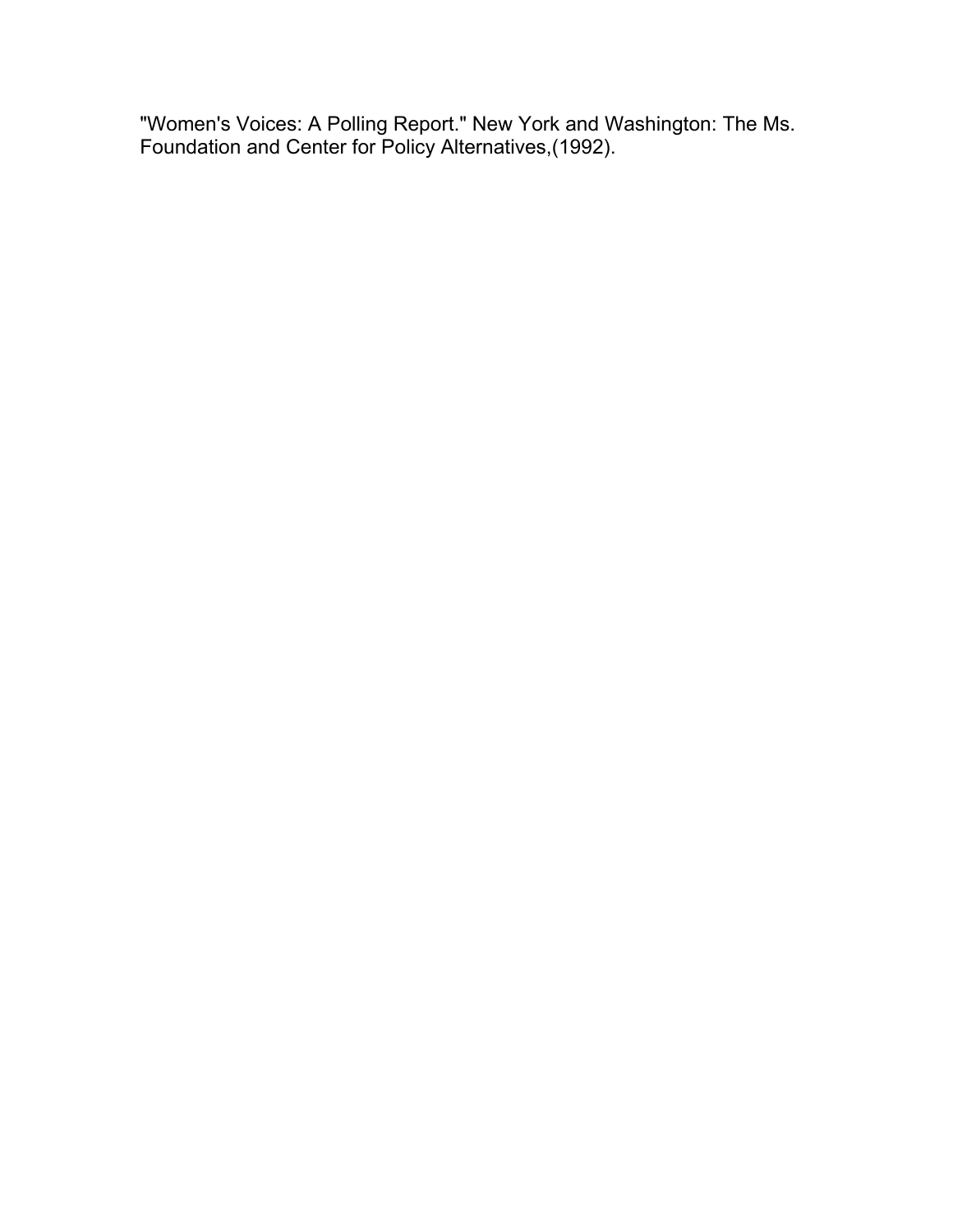"Women's Voices: A Polling Report." New York and Washington: The Ms. Foundation and Center for Policy Alternatives,(1992).